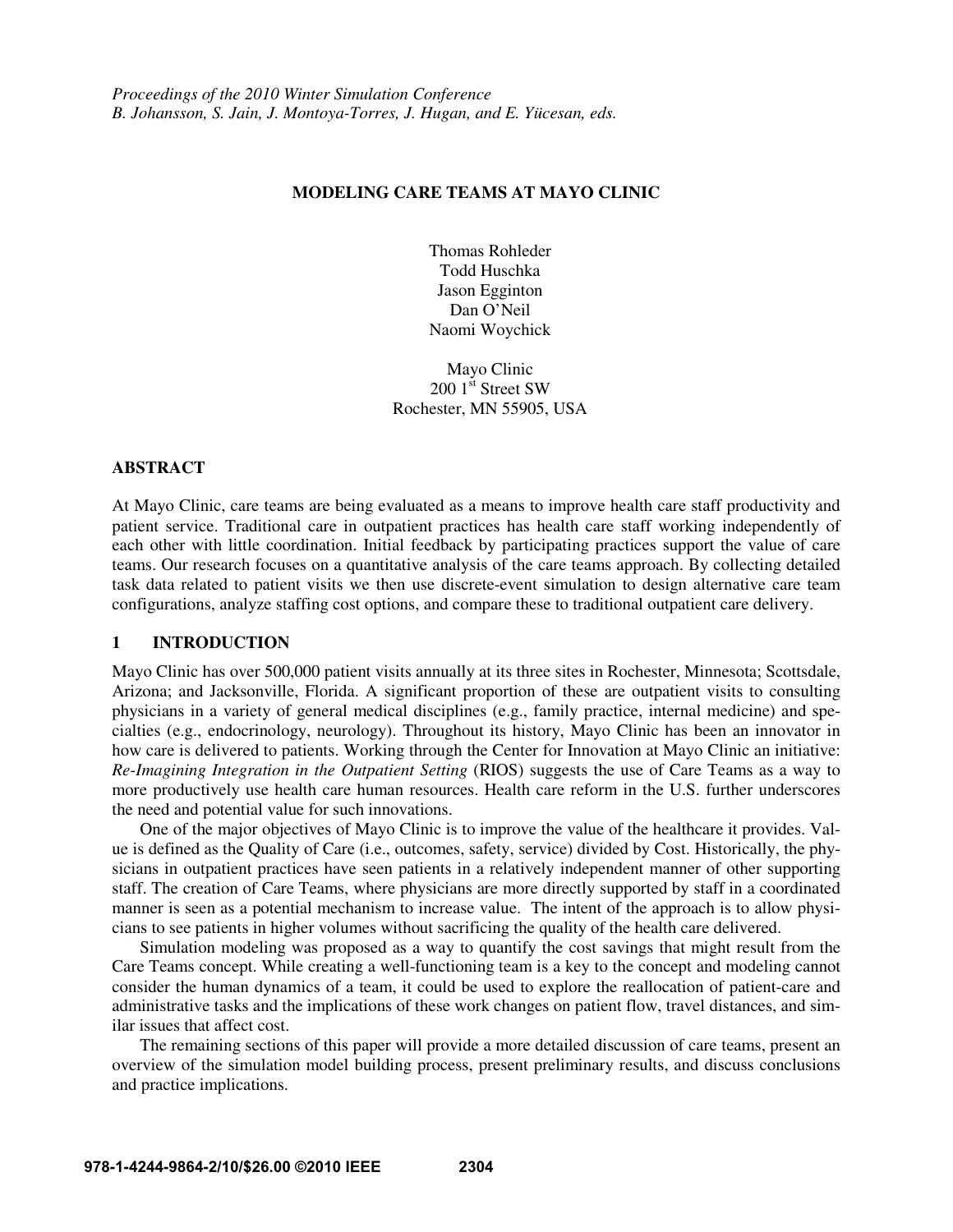*Proceedings of the 2010 Winter Simulation Conference*
*B. Johansson, S. Jain, J. Montoya-Torres, J. Hugan, and E. Yücesan, eds.*

# MODELING CARE TEAMS AT MAYO CLINIC

Thomas Rohleder
Todd Huschka
Jason Egginton
Dan O'Neil
Naomi Woychick

Mayo Clinic
200 1st Street SW
Rochester, MN 55905, USA

## ABSTRACT

At Mayo Clinic, care teams are being evaluated as a means to improve health care staff productivity and patient service. Traditional care in outpatient practices has health care staff working independently of each other with little coordination. Initial feedback by participating practices support the value of care teams. Our research focuses on a quantitative analysis of the care teams approach. By collecting detailed task data related to patient visits we then use discrete-event simulation to design alternative care team configurations, analyze staffing cost options, and compare these to traditional outpatient care delivery.

## 1 INTRODUCTION

Mayo Clinic has over 500,000 patient visits annually at its three sites in Rochester, Minnesota; Scottsdale, Arizona; and Jacksonville, Florida. A significant proportion of these are outpatient visits to consulting physicians in a variety of general medical disciplines (e.g., family practice, internal medicine) and specialties (e.g., endocrinology, neurology). Throughout its history, Mayo Clinic has been an innovator in how care is delivered to patients. Working through the Center for Innovation at Mayo Clinic an initiative: *Re-Imagining Integration in the Outpatient Setting* (RIOS) suggests the use of Care Teams as a way to more productively use health care human resources. Health care reform in the U.S. further underscores the need and potential value for such innovations.

One of the major objectives of Mayo Clinic is to improve the value of the healthcare it provides. Value is defined as the Quality of Care (i.e., outcomes, safety, service) divided by Cost. Historically, the physicians in outpatient practices have seen patients in a relatively independent manner of other supporting staff. The creation of Care Teams, where physicians are more directly supported by staff in a coordinated manner is seen as a potential mechanism to increase value. The intent of the approach is to allow physicians to see patients in higher volumes without sacrificing the quality of the health care delivered.

Simulation modeling was proposed as a way to quantify the cost savings that might result from the Care Teams concept. While creating a well-functioning team is a key to the concept and modeling cannot consider the human dynamics of a team, it could be used to explore the reallocation of patient-care and administrative tasks and the implications of these work changes on patient flow, travel distances, and similar issues that affect cost.

The remaining sections of this paper will provide a more detailed discussion of care teams, present an overview of the simulation model building process, present preliminary results, and discuss conclusions and practice implications.

978-1-4244-9864-2/10/$26.00 ©2010 IEEE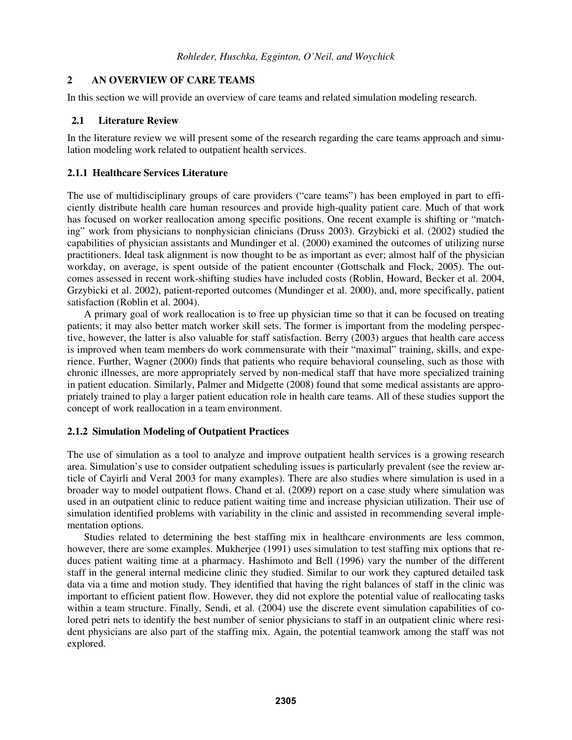## 2 AN OVERVIEW OF CARE TEAMS

In this section we will provide an overview of care teams and related simulation modeling research.

### 2.1 Literature Review

In the literature review we will present some of the research regarding the care teams approach and simulation modeling work related to outpatient health services.

#### 2.1.1 Healthcare Services Literature

The use of multidisciplinary groups of care providers ("care teams") has been employed in part to efficiently distribute health care human resources and provide high-quality patient care. Much of that work has focused on worker reallocation among specific positions. One recent example is shifting or "matching" work from physicians to nonphysician clinicians (Druss 2003). Grzybicki et al. (2002) studied the capabilities of physician assistants and Mundinger et al. (2000) examined the outcomes of utilizing nurse practitioners. Ideal task alignment is now thought to be as important as ever; almost half of the physician workday, on average, is spent outside of the patient encounter (Gottschalk and Flock, 2005). The outcomes assessed in recent work-shifting studies have included costs (Roblin, Howard, Becker et al. 2004, Grzybicki et al. 2002), patient-reported outcomes (Mundinger et al. 2000), and, more specifically, patient satisfaction (Roblin et al. 2004).

A primary goal of work reallocation is to free up physician time so that it can be focused on treating patients; it may also better match worker skill sets. The former is important from the modeling perspective, however, the latter is also valuable for staff satisfaction. Berry (2003) argues that health care access is improved when team members do work commensurate with their "maximal" training, skills, and experience. Further, Wagner (2000) finds that patients who require behavioral counseling, such as those with chronic illnesses, are more appropriately served by non-medical staff that have more specialized training in patient education. Similarly, Palmer and Midgette (2008) found that some medical assistants are appropriately trained to play a larger patient education role in health care teams. All of these studies support the concept of work reallocation in a team environment.

#### 2.1.2 Simulation Modeling of Outpatient Practices

The use of simulation as a tool to analyze and improve outpatient health services is a growing research area. Simulation's use to consider outpatient scheduling issues is particularly prevalent (see the review article of Cayirli and Veral 2003 for many examples). There are also studies where simulation is used in a broader way to model outpatient flows. Chand et al. (2009) report on a case study where simulation was used in an outpatient clinic to reduce patient waiting time and increase physician utilization. Their use of simulation identified problems with variability in the clinic and assisted in recommending several implementation options.

Studies related to determining the best staffing mix in healthcare environments are less common, however, there are some examples. Mukherjee (1991) uses simulation to test staffing mix options that reduces patient waiting time at a pharmacy. Hashimoto and Bell (1996) vary the number of the different staff in the general internal medicine clinic they studied. Similar to our work they captured detailed task data via a time and motion study. They identified that having the right balances of staff in the clinic was important to efficient patient flow. However, they did not explore the potential value of reallocating tasks within a team structure. Finally, Sendi, et al. (2004) use the discrete event simulation capabilities of colored petri nets to identify the best number of senior physicians to staff in an outpatient clinic where resident physicians are also part of the staffing mix. Again, the potential teamwork among the staff was not explored.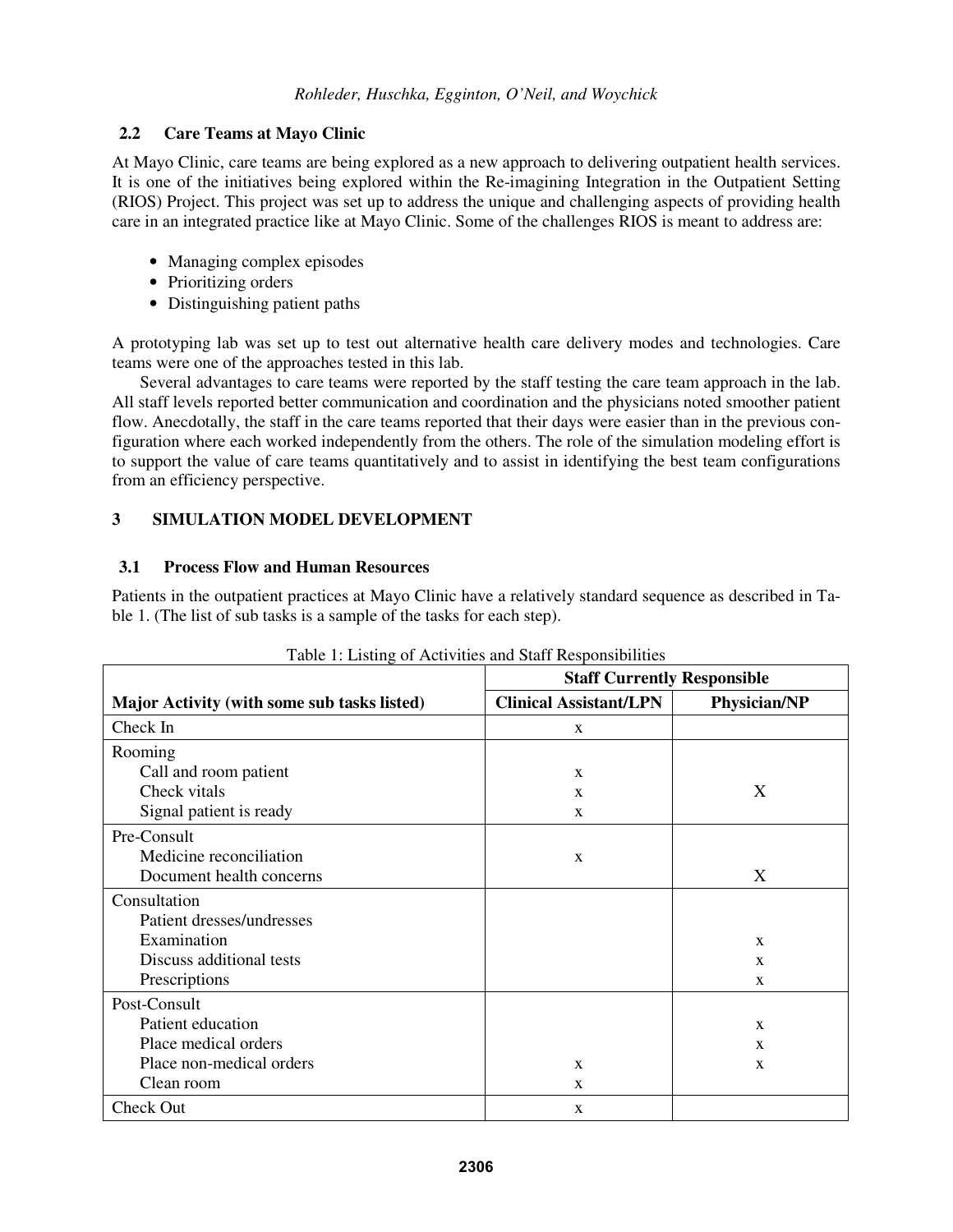### 2.2 Care Teams at Mayo Clinic

At Mayo Clinic, care teams are being explored as a new approach to delivering outpatient health services. It is one of the initiatives being explored within the Re-imagining Integration in the Outpatient Setting (RIOS) Project. This project was set up to address the unique and challenging aspects of providing health care in an integrated practice like at Mayo Clinic. Some of the challenges RIOS is meant to address are:

- Managing complex episodes
- Prioritizing orders
- Distinguishing patient paths

A prototyping lab was set up to test out alternative health care delivery modes and technologies. Care teams were one of the approaches tested in this lab.

Several advantages to care teams were reported by the staff testing the care team approach in the lab. All staff levels reported better communication and coordination and the physicians noted smoother patient flow. Anecdotally, the staff in the care teams reported that their days were easier than in the previous configuration where each worked independently from the others. The role of the simulation modeling effort is to support the value of care teams quantitatively and to assist in identifying the best team configurations from an efficiency perspective.

## 3 SIMULATION MODEL DEVELOPMENT

### 3.1 Process Flow and Human Resources

Patients in the outpatient practices at Mayo Clinic have a relatively standard sequence as described in Table 1. (The list of sub tasks is a sample of the tasks for each step).

Table 1: Listing of Activities and Staff Responsibilities

| | **Staff Currently Responsible** | |
|---|---|---|
| **Major Activity (with some sub tasks listed)** | **Clinical Assistant/LPN** | **Physician/NP** |
| Check In | x | |
| Rooming | | |
| Call and room patient | x | |
| Check vitals | x | X |
| Signal patient is ready | x | |
| Pre-Consult | | |
| Medicine reconciliation | x | |
| Document health concerns | | X |
| Consultation | | |
| Patient dresses/undresses | | |
| Examination | | x |
| Discuss additional tests | | x |
| Prescriptions | | x |
| Post-Consult | | |
| Patient education | | x |
| Place medical orders | | x |
| Place non-medical orders | x | x |
| Clean room | x | |
| Check Out | x | |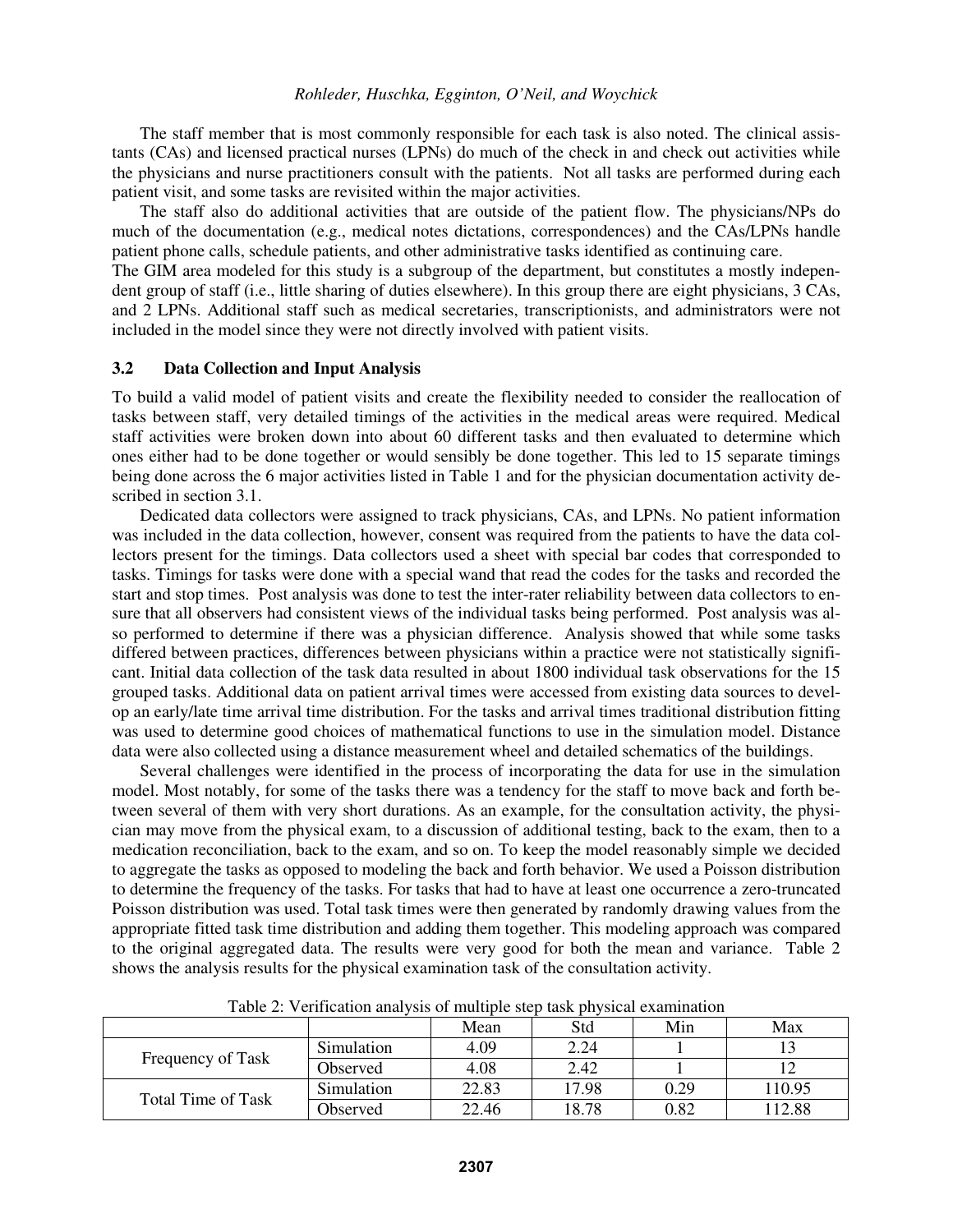The staff member that is most commonly responsible for each task is also noted. The clinical assistants (CAs) and licensed practical nurses (LPNs) do much of the check in and check out activities while the physicians and nurse practitioners consult with the patients. Not all tasks are performed during each patient visit, and some tasks are revisited within the major activities.

The staff also do additional activities that are outside of the patient flow. The physicians/NPs do much of the documentation (e.g., medical notes dictations, correspondences) and the CAs/LPNs handle patient phone calls, schedule patients, and other administrative tasks identified as continuing care.

The GIM area modeled for this study is a subgroup of the department, but constitutes a mostly independent group of staff (i.e., little sharing of duties elsewhere). In this group there are eight physicians, 3 CAs, and 2 LPNs. Additional staff such as medical secretaries, transcriptionists, and administrators were not included in the model since they were not directly involved with patient visits.

### 3.2 Data Collection and Input Analysis

To build a valid model of patient visits and create the flexibility needed to consider the reallocation of tasks between staff, very detailed timings of the activities in the medical areas were required. Medical staff activities were broken down into about 60 different tasks and then evaluated to determine which ones either had to be done together or would sensibly be done together. This led to 15 separate timings being done across the 6 major activities listed in Table 1 and for the physician documentation activity described in section 3.1.

Dedicated data collectors were assigned to track physicians, CAs, and LPNs. No patient information was included in the data collection, however, consent was required from the patients to have the data collectors present for the timings. Data collectors used a sheet with special bar codes that corresponded to tasks. Timings for tasks were done with a special wand that read the codes for the tasks and recorded the start and stop times. Post analysis was done to test the inter-rater reliability between data collectors to ensure that all observers had consistent views of the individual tasks being performed. Post analysis was also performed to determine if there was a physician difference. Analysis showed that while some tasks differed between practices, differences between physicians within a practice were not statistically significant. Initial data collection of the task data resulted in about 1800 individual task observations for the 15 grouped tasks. Additional data on patient arrival times were accessed from existing data sources to develop an early/late time arrival time distribution. For the tasks and arrival times traditional distribution fitting was used to determine good choices of mathematical functions to use in the simulation model. Distance data were also collected using a distance measurement wheel and detailed schematics of the buildings.

Several challenges were identified in the process of incorporating the data for use in the simulation model. Most notably, for some of the tasks there was a tendency for the staff to move back and forth between several of them with very short durations. As an example, for the consultation activity, the physician may move from the physical exam, to a discussion of additional testing, back to the exam, then to a medication reconciliation, back to the exam, and so on. To keep the model reasonably simple we decided to aggregate the tasks as opposed to modeling the back and forth behavior. We used a Poisson distribution to determine the frequency of the tasks. For tasks that had to have at least one occurrence a zero-truncated Poisson distribution was used. Total task times were then generated by randomly drawing values from the appropriate fitted task time distribution and adding them together. This modeling approach was compared to the original aggregated data. The results were very good for both the mean and variance. Table 2 shows the analysis results for the physical examination task of the consultation activity.

Table 2: Verification analysis of multiple step task physical examination

| | | Mean | Std | Min | Max |
|---|---|---|---|---|---|
| Frequency of Task | Simulation | 4.09 | 2.24 | 1 | 13 |
| | Observed | 4.08 | 2.42 | 1 | 12 |
| Total Time of Task | Simulation | 22.83 | 17.98 | 0.29 | 110.95 |
| | Observed | 22.46 | 18.78 | 0.82 | 112.88 |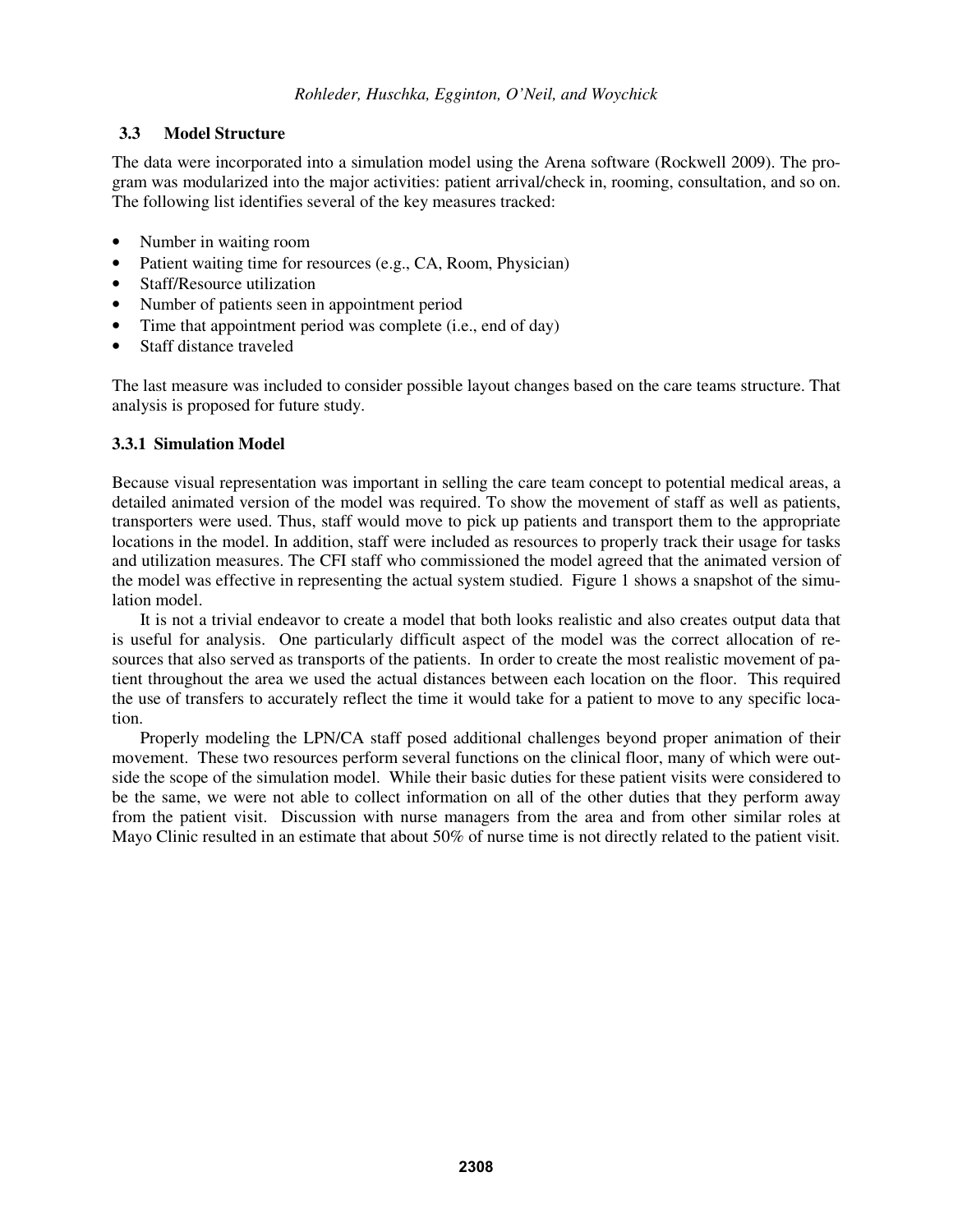### 3.3 Model Structure

The data were incorporated into a simulation model using the Arena software (Rockwell 2009). The program was modularized into the major activities: patient arrival/check in, rooming, consultation, and so on. The following list identifies several of the key measures tracked:

- Number in waiting room
- Patient waiting time for resources (e.g., CA, Room, Physician)
- Staff/Resource utilization
- Number of patients seen in appointment period
- Time that appointment period was complete (i.e., end of day)
- Staff distance traveled

The last measure was included to consider possible layout changes based on the care teams structure. That analysis is proposed for future study.

#### 3.3.1 Simulation Model

Because visual representation was important in selling the care team concept to potential medical areas, a detailed animated version of the model was required. To show the movement of staff as well as patients, transporters were used. Thus, staff would move to pick up patients and transport them to the appropriate locations in the model. In addition, staff were included as resources to properly track their usage for tasks and utilization measures. The CFI staff who commissioned the model agreed that the animated version of the model was effective in representing the actual system studied. Figure 1 shows a snapshot of the simulation model.

It is not a trivial endeavor to create a model that both looks realistic and also creates output data that is useful for analysis. One particularly difficult aspect of the model was the correct allocation of resources that also served as transports of the patients. In order to create the most realistic movement of patient throughout the area we used the actual distances between each location on the floor. This required the use of transfers to accurately reflect the time it would take for a patient to move to any specific location.

Properly modeling the LPN/CA staff posed additional challenges beyond proper animation of their movement. These two resources perform several functions on the clinical floor, many of which were outside the scope of the simulation model. While their basic duties for these patient visits were considered to be the same, we were not able to collect information on all of the other duties that they perform away from the patient visit. Discussion with nurse managers from the area and from other similar roles at Mayo Clinic resulted in an estimate that about 50% of nurse time is not directly related to the patient visit.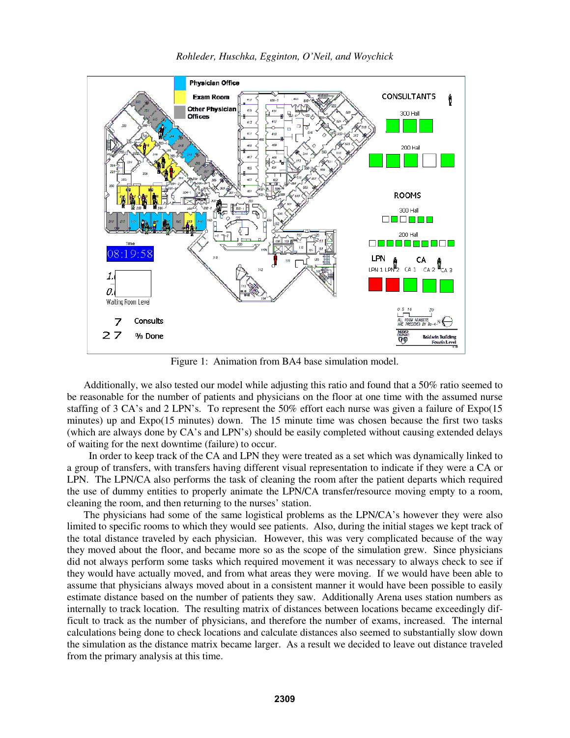Figure 1: Animation from BA4 base simulation model.

Additionally, we also tested our model while adjusting this ratio and found that a 50% ratio seemed to be reasonable for the number of patients and physicians on the floor at one time with the assumed nurse staffing of 3 CA's and 2 LPN's. To represent the 50% effort each nurse was given a failure of Expo(15 minutes) up and Expo(15 minutes) down. The 15 minute time was chosen because the first two tasks (which are always done by CA's and LPN's) should be easily completed without causing extended delays of waiting for the next downtime (failure) to occur.

In order to keep track of the CA and LPN they were treated as a set which was dynamically linked to a group of transfers, with transfers having different visual representation to indicate if they were a CA or LPN. The LPN/CA also performs the task of cleaning the room after the patient departs which required the use of dummy entities to properly animate the LPN/CA transfer/resource moving empty to a room, cleaning the room, and then returning to the nurses' station.

The physicians had some of the same logistical problems as the LPN/CA's however they were also limited to specific rooms to which they would see patients. Also, during the initial stages we kept track of the total distance traveled by each physician. However, this was very complicated because of the way they moved about the floor, and became more so as the scope of the simulation grew. Since physicians did not always perform some tasks which required movement it was necessary to always check to see if they would have actually moved, and from what areas they were moving. If we would have been able to assume that physicians always moved about in a consistent manner it would have been possible to easily estimate distance based on the number of patients they saw. Additionally Arena uses station numbers as internally to track location. The resulting matrix of distances between locations became exceedingly difficult to track as the number of physicians, and therefore the number of exams, increased. The internal calculations being done to check locations and calculate distances also seemed to substantially slow down the simulation as the distance matrix became larger. As a result we decided to leave out distance traveled from the primary analysis at this time.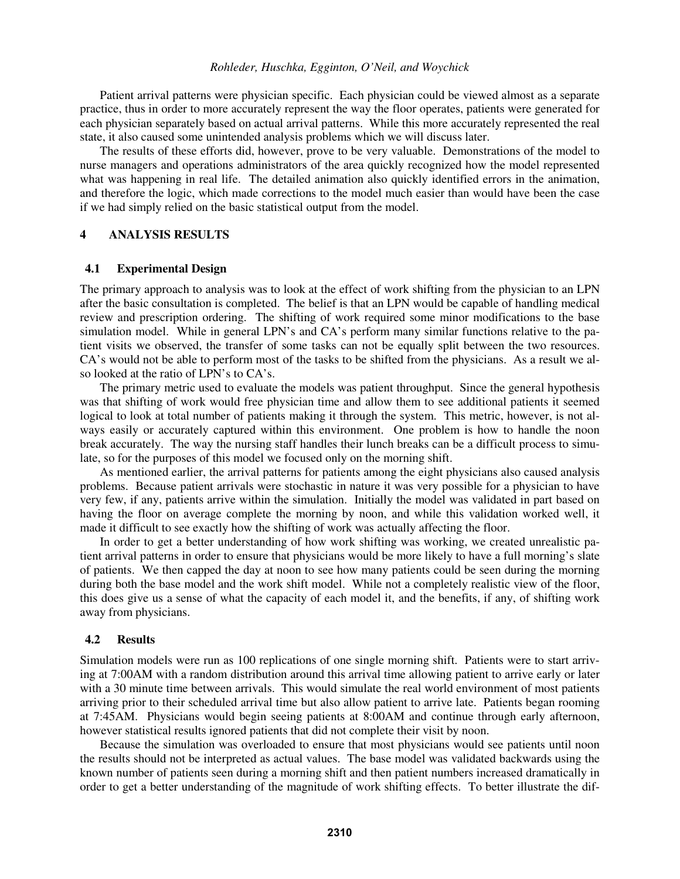Patient arrival patterns were physician specific. Each physician could be viewed almost as a separate practice, thus in order to more accurately represent the way the floor operates, patients were generated for each physician separately based on actual arrival patterns. While this more accurately represented the real state, it also caused some unintended analysis problems which we will discuss later.

The results of these efforts did, however, prove to be very valuable. Demonstrations of the model to nurse managers and operations administrators of the area quickly recognized how the model represented what was happening in real life. The detailed animation also quickly identified errors in the animation, and therefore the logic, which made corrections to the model much easier than would have been the case if we had simply relied on the basic statistical output from the model.

## 4 ANALYSIS RESULTS

### 4.1 Experimental Design

The primary approach to analysis was to look at the effect of work shifting from the physician to an LPN after the basic consultation is completed. The belief is that an LPN would be capable of handling medical review and prescription ordering. The shifting of work required some minor modifications to the base simulation model. While in general LPN's and CA's perform many similar functions relative to the patient visits we observed, the transfer of some tasks can not be equally split between the two resources. CA's would not be able to perform most of the tasks to be shifted from the physicians. As a result we also looked at the ratio of LPN's to CA's.

The primary metric used to evaluate the models was patient throughput. Since the general hypothesis was that shifting of work would free physician time and allow them to see additional patients it seemed logical to look at total number of patients making it through the system. This metric, however, is not always easily or accurately captured within this environment. One problem is how to handle the noon break accurately. The way the nursing staff handles their lunch breaks can be a difficult process to simulate, so for the purposes of this model we focused only on the morning shift.

As mentioned earlier, the arrival patterns for patients among the eight physicians also caused analysis problems. Because patient arrivals were stochastic in nature it was very possible for a physician to have very few, if any, patients arrive within the simulation. Initially the model was validated in part based on having the floor on average complete the morning by noon, and while this validation worked well, it made it difficult to see exactly how the shifting of work was actually affecting the floor.

In order to get a better understanding of how work shifting was working, we created unrealistic patient arrival patterns in order to ensure that physicians would be more likely to have a full morning's slate of patients. We then capped the day at noon to see how many patients could be seen during the morning during both the base model and the work shift model. While not a completely realistic view of the floor, this does give us a sense of what the capacity of each model it, and the benefits, if any, of shifting work away from physicians.

### 4.2 Results

Simulation models were run as 100 replications of one single morning shift. Patients were to start arriving at 7:00AM with a random distribution around this arrival time allowing patient to arrive early or later with a 30 minute time between arrivals. This would simulate the real world environment of most patients arriving prior to their scheduled arrival time but also allow patient to arrive late. Patients began rooming at 7:45AM. Physicians would begin seeing patients at 8:00AM and continue through early afternoon, however statistical results ignored patients that did not complete their visit by noon.

Because the simulation was overloaded to ensure that most physicians would see patients until noon the results should not be interpreted as actual values. The base model was validated backwards using the known number of patients seen during a morning shift and then patient numbers increased dramatically in order to get a better understanding of the magnitude of work shifting effects. To better illustrate the dif-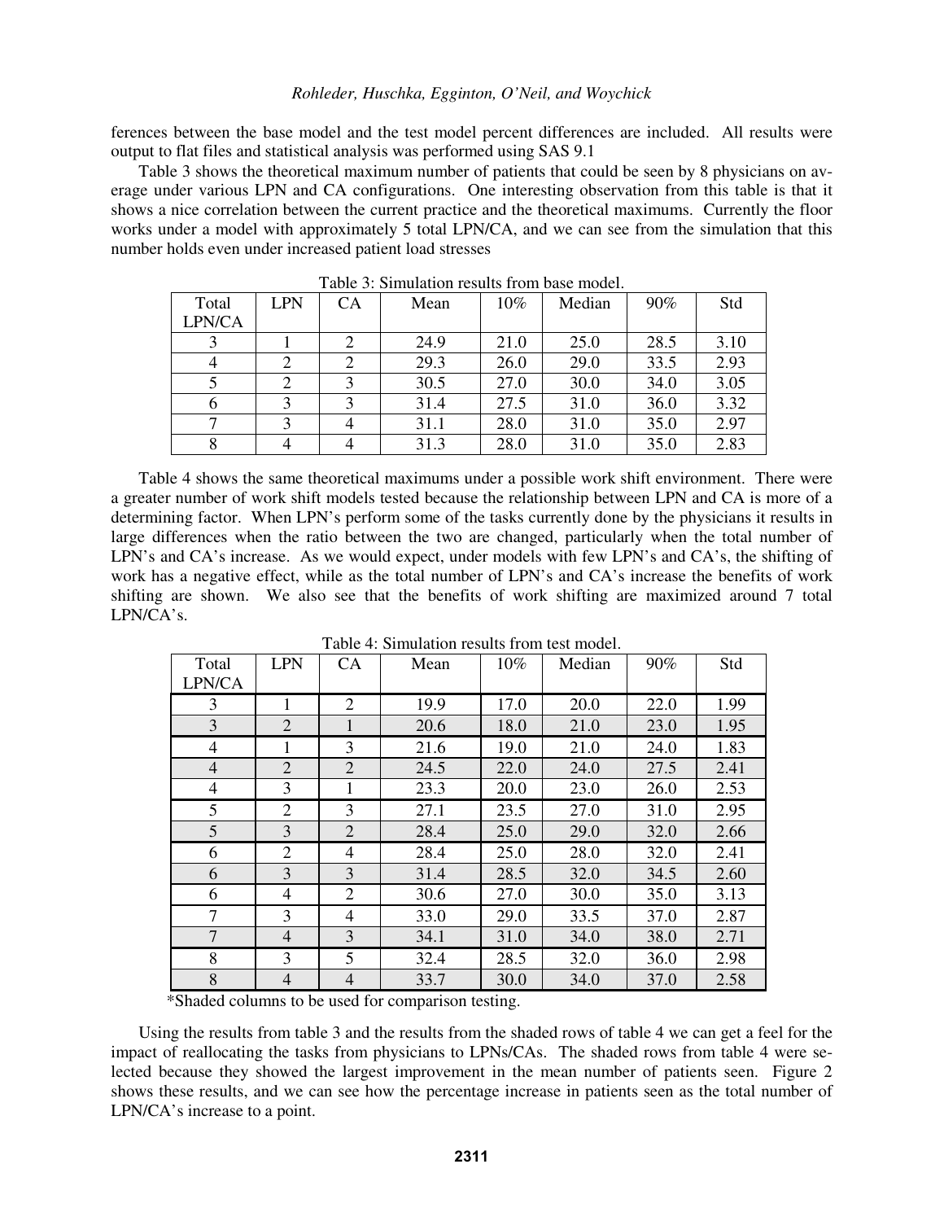ferences between the base model and the test model percent differences are included. All results were output to flat files and statistical analysis was performed using SAS 9.1

Table 3 shows the theoretical maximum number of patients that could be seen by 8 physicians on average under various LPN and CA configurations. One interesting observation from this table is that it shows a nice correlation between the current practice and the theoretical maximums. Currently the floor works under a model with approximately 5 total LPN/CA, and we can see from the simulation that this number holds even under increased patient load stresses

Table 3: Simulation results from base model.

| Total LPN/CA | LPN | CA | Mean | 10% | Median | 90% | Std |
|---|---|---|---|---|---|---|---|
| 3 | 1 | 2 | 24.9 | 21.0 | 25.0 | 28.5 | 3.10 |
| 4 | 2 | 2 | 29.3 | 26.0 | 29.0 | 33.5 | 2.93 |
| 5 | 2 | 3 | 30.5 | 27.0 | 30.0 | 34.0 | 3.05 |
| 6 | 3 | 3 | 31.4 | 27.5 | 31.0 | 36.0 | 3.32 |
| 7 | 3 | 4 | 31.1 | 28.0 | 31.0 | 35.0 | 2.97 |
| 8 | 4 | 4 | 31.3 | 28.0 | 31.0 | 35.0 | 2.83 |

Table 4 shows the same theoretical maximums under a possible work shift environment. There were a greater number of work shift models tested because the relationship between LPN and CA is more of a determining factor. When LPN's perform some of the tasks currently done by the physicians it results in large differences when the ratio between the two are changed, particularly when the total number of LPN's and CA's increase. As we would expect, under models with few LPN's and CA's, the shifting of work has a negative effect, while as the total number of LPN's and CA's increase the benefits of work shifting are shown. We also see that the benefits of work shifting are maximized around 7 total LPN/CA's.

Table 4: Simulation results from test model.

| Total LPN/CA | LPN | CA | Mean | 10% | Median | 90% | Std |
|---|---|---|---|---|---|---|---|
| 3 | 1 | 2 | 19.9 | 17.0 | 20.0 | 22.0 | 1.99 |
| 3 | 2 | 1 | 20.6 | 18.0 | 21.0 | 23.0 | 1.95 |
| 4 | 1 | 3 | 21.6 | 19.0 | 21.0 | 24.0 | 1.83 |
| 4 | 2 | 2 | 24.5 | 22.0 | 24.0 | 27.5 | 2.41 |
| 4 | 3 | 1 | 23.3 | 20.0 | 23.0 | 26.0 | 2.53 |
| 5 | 2 | 3 | 27.1 | 23.5 | 27.0 | 31.0 | 2.95 |
| 5 | 3 | 2 | 28.4 | 25.0 | 29.0 | 32.0 | 2.66 |
| 6 | 2 | 4 | 28.4 | 25.0 | 28.0 | 32.0 | 2.41 |
| 6 | 3 | 3 | 31.4 | 28.5 | 32.0 | 34.5 | 2.60 |
| 6 | 4 | 2 | 30.6 | 27.0 | 30.0 | 35.0 | 3.13 |
| 7 | 3 | 4 | 33.0 | 29.0 | 33.5 | 37.0 | 2.87 |
| 7 | 4 | 3 | 34.1 | 31.0 | 34.0 | 38.0 | 2.71 |
| 8 | 3 | 5 | 32.4 | 28.5 | 32.0 | 36.0 | 2.98 |
| 8 | 4 | 4 | 33.7 | 30.0 | 34.0 | 37.0 | 2.58 |

*Shaded columns to be used for comparison testing.

Using the results from table 3 and the results from the shaded rows of table 4 we can get a feel for the impact of reallocating the tasks from physicians to LPNs/CAs. The shaded rows from table 4 were selected because they showed the largest improvement in the mean number of patients seen. Figure 2 shows these results, and we can see how the percentage increase in patients seen as the total number of LPN/CA's increase to a point.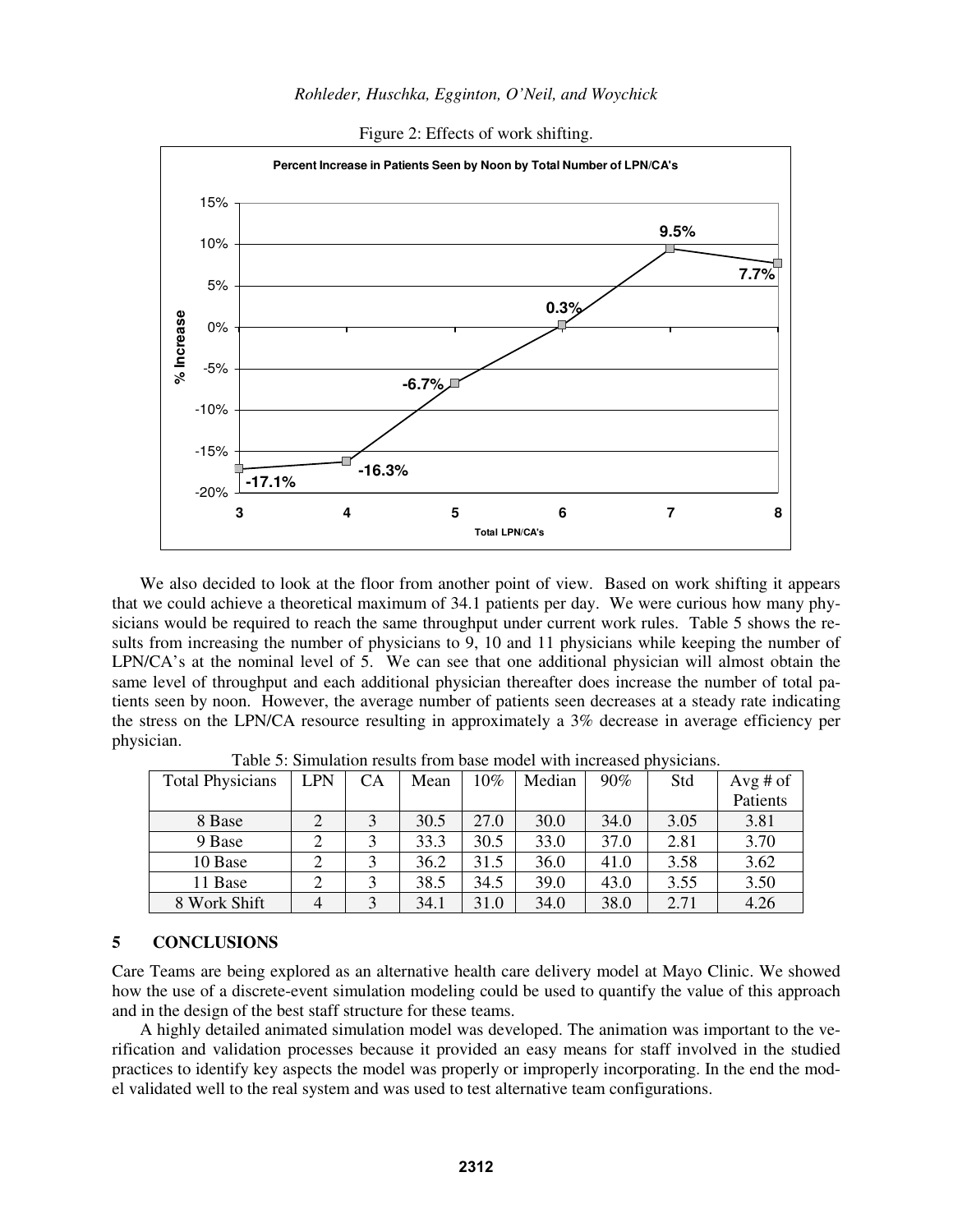Figure 2: Effects of work shifting.

We also decided to look at the floor from another point of view. Based on work shifting it appears that we could achieve a theoretical maximum of 34.1 patients per day. We were curious how many physicians would be required to reach the same throughput under current work rules. Table 5 shows the results from increasing the number of physicians to 9, 10 and 11 physicians while keeping the number of LPN/CA's at the nominal level of 5. We can see that one additional physician will almost obtain the same level of throughput and each additional physician thereafter does increase the number of total patients seen by noon. However, the average number of patients seen decreases at a steady rate indicating the stress on the LPN/CA resource resulting in approximately a 3% decrease in average efficiency per physician.

Table 5: Simulation results from base model with increased physicians.

| Total Physicians | LPN | CA | Mean | 10% | Median | 90% | Std | Avg # of Patients |
|---|---|---|---|---|---|---|---|---|
| 8 Base | 2 | 3 | 30.5 | 27.0 | 30.0 | 34.0 | 3.05 | 3.81 |
| 9 Base | 2 | 3 | 33.3 | 30.5 | 33.0 | 37.0 | 2.81 | 3.70 |
| 10 Base | 2 | 3 | 36.2 | 31.5 | 36.0 | 41.0 | 3.58 | 3.62 |
| 11 Base | 2 | 3 | 38.5 | 34.5 | 39.0 | 43.0 | 3.55 | 3.50 |
| 8 Work Shift | 4 | 3 | 34.1 | 31.0 | 34.0 | 38.0 | 2.71 | 4.26 |

## 5 CONCLUSIONS

Care Teams are being explored as an alternative health care delivery model at Mayo Clinic. We showed how the use of a discrete-event simulation modeling could be used to quantify the value of this approach and in the design of the best staff structure for these teams.

A highly detailed animated simulation model was developed. The animation was important to the verification and validation processes because it provided an easy means for staff involved in the studied practices to identify key aspects the model was properly or improperly incorporating. In the end the model validated well to the real system and was used to test alternative team configurations.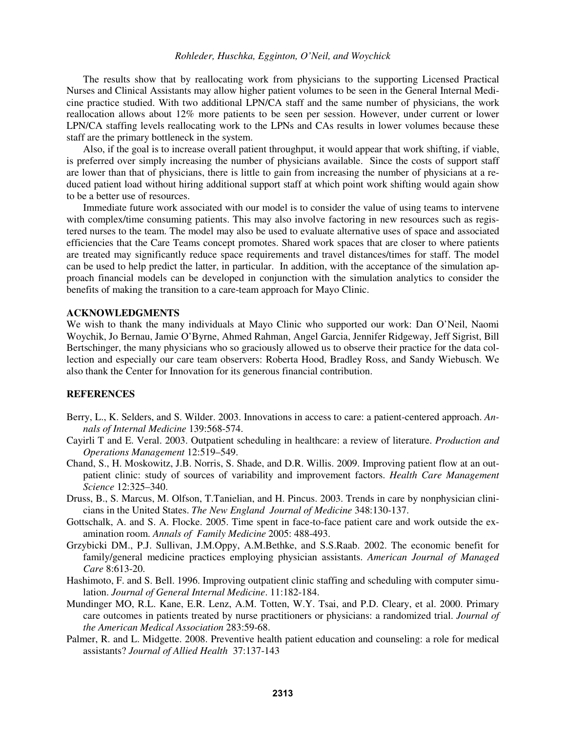The results show that by reallocating work from physicians to the supporting Licensed Practical Nurses and Clinical Assistants may allow higher patient volumes to be seen in the General Internal Medicine practice studied. With two additional LPN/CA staff and the same number of physicians, the work reallocation allows about 12% more patients to be seen per session. However, under current or lower LPN/CA staffing levels reallocating work to the LPNs and CAs results in lower volumes because these staff are the primary bottleneck in the system.

Also, if the goal is to increase overall patient throughput, it would appear that work shifting, if viable, is preferred over simply increasing the number of physicians available. Since the costs of support staff are lower than that of physicians, there is little to gain from increasing the number of physicians at a reduced patient load without hiring additional support staff at which point work shifting would again show to be a better use of resources.

Immediate future work associated with our model is to consider the value of using teams to intervene with complex/time consuming patients. This may also involve factoring in new resources such as registered nurses to the team. The model may also be used to evaluate alternative uses of space and associated efficiencies that the Care Teams concept promotes. Shared work spaces that are closer to where patients are treated may significantly reduce space requirements and travel distances/times for staff. The model can be used to help predict the latter, in particular. In addition, with the acceptance of the simulation approach financial models can be developed in conjunction with the simulation analytics to consider the benefits of making the transition to a care-team approach for Mayo Clinic.

## ACKNOWLEDGMENTS

We wish to thank the many individuals at Mayo Clinic who supported our work: Dan O'Neil, Naomi Woychik, Jo Bernau, Jamie O'Byrne, Ahmed Rahman, Angel Garcia, Jennifer Ridgeway, Jeff Sigrist, Bill Bertschinger, the many physicians who so graciously allowed us to observe their practice for the data collection and especially our care team observers: Roberta Hood, Bradley Ross, and Sandy Wiebusch. We also thank the Center for Innovation for its generous financial contribution.

## REFERENCES

Berry, L., K. Selders, and S. Wilder. 2003. Innovations in access to care: a patient-centered approach. *Annals of Internal Medicine* 139:568-574.

Cayirli T and E. Veral. 2003. Outpatient scheduling in healthcare: a review of literature. *Production and Operations Management* 12:519–549.

Chand, S., H. Moskowitz, J.B. Norris, S. Shade, and D.R. Willis. 2009. Improving patient flow at an outpatient clinic: study of sources of variability and improvement factors. *Health Care Management Science* 12:325–340.

Druss, B., S. Marcus, M. Olfson, T.Tanielian, and H. Pincus. 2003. Trends in care by nonphysician clinicians in the United States. *The New England Journal of Medicine* 348:130-137.

Gottschalk, A. and S. A. Flocke. 2005. Time spent in face-to-face patient care and work outside the examination room. *Annals of Family Medicine* 2005: 488-493.

Grzybicki DM., P.J. Sullivan, J.M.Oppy, A.M.Bethke, and S.S.Raab. 2002. The economic benefit for family/general medicine practices employing physician assistants. *American Journal of Managed Care* 8:613-20.

Hashimoto, F. and S. Bell. 1996. Improving outpatient clinic staffing and scheduling with computer simulation. *Journal of General Internal Medicine*. 11:182-184.

Mundinger MO, R.L. Kane, E.R. Lenz, A.M. Totten, W.Y. Tsai, and P.D. Cleary, et al. 2000. Primary care outcomes in patients treated by nurse practitioners or physicians: a randomized trial. *Journal of the American Medical Association* 283:59-68.

Palmer, R. and L. Midgette. 2008. Preventive health patient education and counseling: a role for medical assistants? *Journal of Allied Health* 37:137-143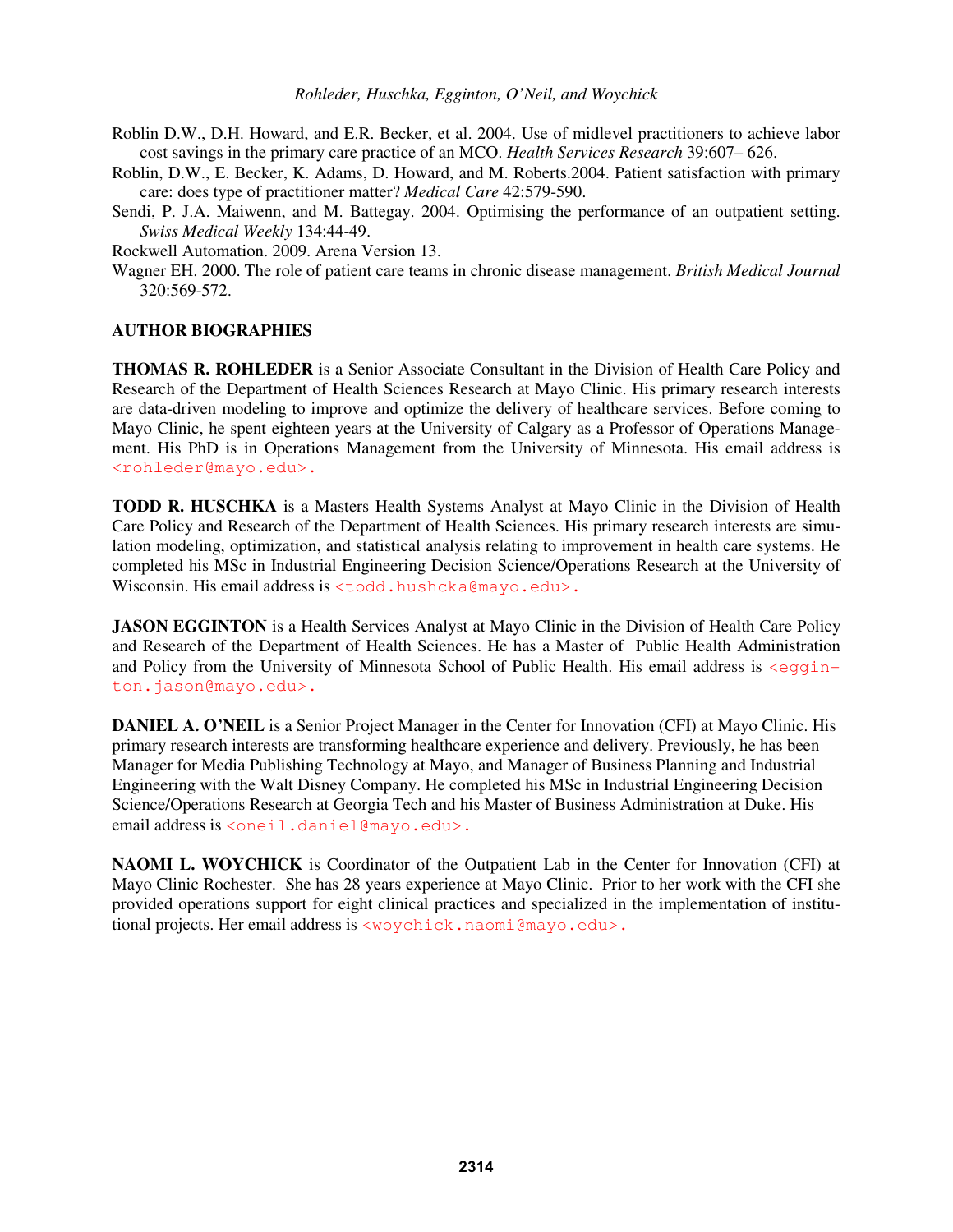Roblin D.W., D.H. Howard, and E.R. Becker, et al. 2004. Use of midlevel practitioners to achieve labor cost savings in the primary care practice of an MCO. *Health Services Research* 39:607– 626.

Roblin, D.W., E. Becker, K. Adams, D. Howard, and M. Roberts.2004. Patient satisfaction with primary care: does type of practitioner matter? *Medical Care* 42:579-590.

Sendi, P. J.A. Maiwenn, and M. Battegay. 2004. Optimising the performance of an outpatient setting. *Swiss Medical Weekly* 134:44-49.

Rockwell Automation. 2009. Arena Version 13.

Wagner EH. 2000. The role of patient care teams in chronic disease management. *British Medical Journal* 320:569-572.

## AUTHOR BIOGRAPHIES

**THOMAS R. ROHLEDER** is a Senior Associate Consultant in the Division of Health Care Policy and Research of the Department of Health Sciences Research at Mayo Clinic. His primary research interests are data-driven modeling to improve and optimize the delivery of healthcare services. Before coming to Mayo Clinic, he spent eighteen years at the University of Calgary as a Professor of Operations Management. His PhD is in Operations Management from the University of Minnesota. His email address is <rohleder@mayo.edu>.

**TODD R. HUSCHKA** is a Masters Health Systems Analyst at Mayo Clinic in the Division of Health Care Policy and Research of the Department of Health Sciences. His primary research interests are simulation modeling, optimization, and statistical analysis relating to improvement in health care systems. He completed his MSc in Industrial Engineering Decision Science/Operations Research at the University of Wisconsin. His email address is <todd.hushcka@mayo.edu>.

**JASON EGGINTON** is a Health Services Analyst at Mayo Clinic in the Division of Health Care Policy and Research of the Department of Health Sciences. He has a Master of Public Health Administration and Policy from the University of Minnesota School of Public Health. His email address is <egginton.jason@mayo.edu>.

**DANIEL A. O'NEIL** is a Senior Project Manager in the Center for Innovation (CFI) at Mayo Clinic. His primary research interests are transforming healthcare experience and delivery. Previously, he has been Manager for Media Publishing Technology at Mayo, and Manager of Business Planning and Industrial Engineering with the Walt Disney Company. He completed his MSc in Industrial Engineering Decision Science/Operations Research at Georgia Tech and his Master of Business Administration at Duke. His email address is <oneil.daniel@mayo.edu>.

**NAOMI L. WOYCHICK** is Coordinator of the Outpatient Lab in the Center for Innovation (CFI) at Mayo Clinic Rochester. She has 28 years experience at Mayo Clinic. Prior to her work with the CFI she provided operations support for eight clinical practices and specialized in the implementation of institutional projects. Her email address is <woychick.naomi@mayo.edu>.